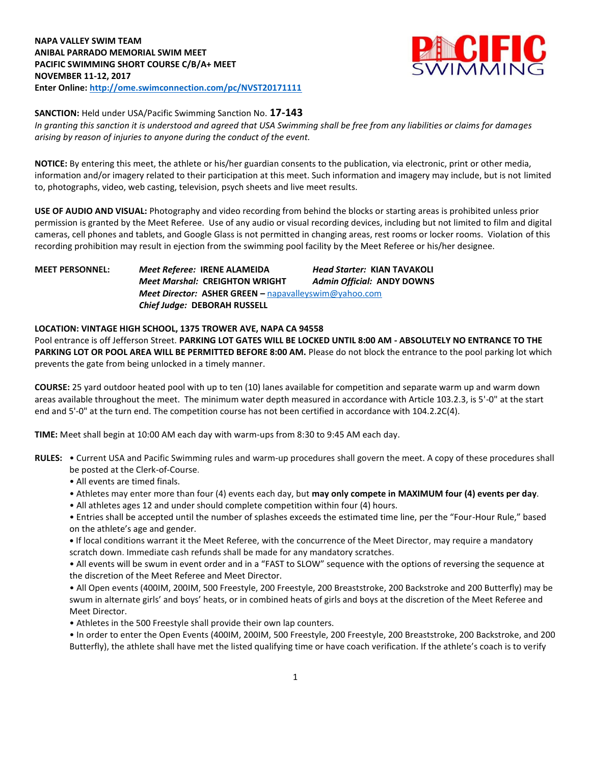**NAPA VALLEY SWIM TEAM**
**ANIBAL PARRADO MEMORIAL SWIM MEET**
**PACIFIC SWIMMING SHORT COURSE C/B/A+ MEET**
**NOVEMBER 11-12, 2017**
**Enter Online: http://ome.swimconnection.com/pc/NVST20171111**

**SANCTION:** Held under USA/Pacific Swimming Sanction No. **17-143**
*In granting this sanction it is understood and agreed that USA Swimming shall be free from any liabilities or claims for damages arising by reason of injuries to anyone during the conduct of the event.*

**NOTICE:** By entering this meet, the athlete or his/her guardian consents to the publication, via electronic, print or other media, information and/or imagery related to their participation at this meet. Such information and imagery may include, but is not limited to, photographs, video, web casting, television, psych sheets and live meet results.

**USE OF AUDIO AND VISUAL:** Photography and video recording from behind the blocks or starting areas is prohibited unless prior permission is granted by the Meet Referee. Use of any audio or visual recording devices, including but not limited to film and digital cameras, cell phones and tablets, and Google Glass is not permitted in changing areas, rest rooms or locker rooms. Violation of this recording prohibition may result in ejection from the swimming pool facility by the Meet Referee or his/her designee.

**MEET PERSONNEL:**
*Meet Referee:* **IRENE ALAMEIDA**
*Head Starter:* **KIAN TAVAKOLI**
*Meet Marshal:* **CREIGHTON WRIGHT**
*Admin Official:* **ANDY DOWNS**
*Meet Director:* **ASHER GREEN –** napavalleyswim@yahoo.com
*Chief Judge:* **DEBORAH RUSSELL**

**LOCATION: VINTAGE HIGH SCHOOL, 1375 TROWER AVE, NAPA CA 94558**
Pool entrance is off Jefferson Street. **PARKING LOT GATES WILL BE LOCKED UNTIL 8:00 AM - ABSOLUTELY NO ENTRANCE TO THE PARKING LOT OR POOL AREA WILL BE PERMITTED BEFORE 8:00 AM.** Please do not block the entrance to the pool parking lot which prevents the gate from being unlocked in a timely manner.

**COURSE:** 25 yard outdoor heated pool with up to ten (10) lanes available for competition and separate warm up and warm down areas available throughout the meet. The minimum water depth measured in accordance with Article 103.2.3, is 5'-0" at the start end and 5'-0" at the turn end. The competition course has not been certified in accordance with 104.2.2C(4).

**TIME:** Meet shall begin at 10:00 AM each day with warm-ups from 8:30 to 9:45 AM each day.

**RULES:**
- Current USA and Pacific Swimming rules and warm-up procedures shall govern the meet. A copy of these procedures shall be posted at the Clerk-of-Course.
- All events are timed finals.
- Athletes may enter more than four (4) events each day, but **may only compete in MAXIMUM four (4) events per day**.
- All athletes ages 12 and under should complete competition within four (4) hours.
- Entries shall be accepted until the number of splashes exceeds the estimated time line, per the "Four-Hour Rule," based on the athlete's age and gender.
- If local conditions warrant it the Meet Referee, with the concurrence of the Meet Director, may require a mandatory scratch down. Immediate cash refunds shall be made for any mandatory scratches.
- All events will be swum in event order and in a "FAST to SLOW" sequence with the options of reversing the sequence at the discretion of the Meet Referee and Meet Director.
- All Open events (400IM, 200IM, 500 Freestyle, 200 Freestyle, 200 Breaststroke, 200 Backstroke and 200 Butterfly) may be swum in alternate girls' and boys' heats, or in combined heats of girls and boys at the discretion of the Meet Referee and Meet Director.
- Athletes in the 500 Freestyle shall provide their own lap counters.
- In order to enter the Open Events (400IM, 200IM, 500 Freestyle, 200 Freestyle, 200 Breaststroke, 200 Backstroke, and 200 Butterfly), the athlete shall have met the listed qualifying time or have coach verification. If the athlete's coach is to verify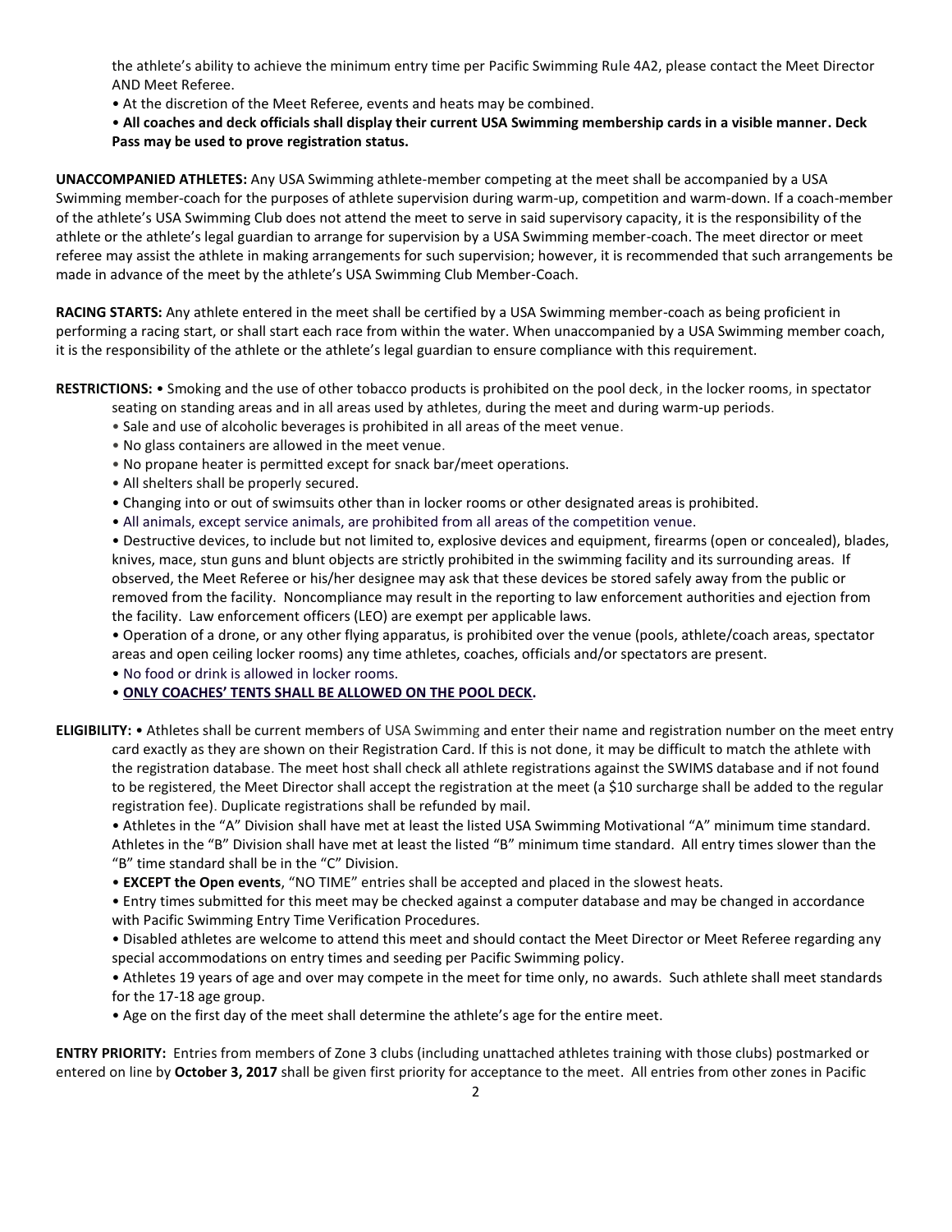the athlete's ability to achieve the minimum entry time per Pacific Swimming Rule 4A2, please contact the Meet Director AND Meet Referee.

- At the discretion of the Meet Referee, events and heats may be combined.
- **All coaches and deck officials shall display their current USA Swimming membership cards in a visible manner. Deck Pass may be used to prove registration status.**

**UNACCOMPANIED ATHLETES:** Any USA Swimming athlete-member competing at the meet shall be accompanied by a USA Swimming member-coach for the purposes of athlete supervision during warm-up, competition and warm-down. If a coach-member of the athlete's USA Swimming Club does not attend the meet to serve in said supervisory capacity, it is the responsibility of the athlete or the athlete's legal guardian to arrange for supervision by a USA Swimming member-coach. The meet director or meet referee may assist the athlete in making arrangements for such supervision; however, it is recommended that such arrangements be made in advance of the meet by the athlete's USA Swimming Club Member-Coach.

**RACING STARTS:** Any athlete entered in the meet shall be certified by a USA Swimming member-coach as being proficient in performing a racing start, or shall start each race from within the water. When unaccompanied by a USA Swimming member coach, it is the responsibility of the athlete or the athlete's legal guardian to ensure compliance with this requirement.

**RESTRICTIONS:**
- Smoking and the use of other tobacco products is prohibited on the pool deck, in the locker rooms, in spectator seating on standing areas and in all areas used by athletes, during the meet and during warm-up periods.
- Sale and use of alcoholic beverages is prohibited in all areas of the meet venue.
- No glass containers are allowed in the meet venue.
- No propane heater is permitted except for snack bar/meet operations.
- All shelters shall be properly secured.
- Changing into or out of swimsuits other than in locker rooms or other designated areas is prohibited.
- All animals, except service animals, are prohibited from all areas of the competition venue.
- Destructive devices, to include but not limited to, explosive devices and equipment, firearms (open or concealed), blades, knives, mace, stun guns and blunt objects are strictly prohibited in the swimming facility and its surrounding areas. If observed, the Meet Referee or his/her designee may ask that these devices be stored safely away from the public or removed from the facility. Noncompliance may result in the reporting to law enforcement authorities and ejection from the facility. Law enforcement officers (LEO) are exempt per applicable laws.
- Operation of a drone, or any other flying apparatus, is prohibited over the venue (pools, athlete/coach areas, spectator areas and open ceiling locker rooms) any time athletes, coaches, officials and/or spectators are present.
- No food or drink is allowed in locker rooms.
- **<u>ONLY COACHES' TENTS SHALL BE ALLOWED ON THE POOL DECK</u>.**

**ELIGIBILITY:**
- Athletes shall be current members of USA Swimming and enter their name and registration number on the meet entry card exactly as they are shown on their Registration Card. If this is not done, it may be difficult to match the athlete with the registration database. The meet host shall check all athlete registrations against the SWIMS database and if not found to be registered, the Meet Director shall accept the registration at the meet (a $10 surcharge shall be added to the regular registration fee). Duplicate registrations shall be refunded by mail.
- Athletes in the "A" Division shall have met at least the listed USA Swimming Motivational "A" minimum time standard. Athletes in the "B" Division shall have met at least the listed "B" minimum time standard. All entry times slower than the "B" time standard shall be in the "C" Division.
- **EXCEPT the Open events**, "NO TIME" entries shall be accepted and placed in the slowest heats.
- Entry times submitted for this meet may be checked against a computer database and may be changed in accordance with Pacific Swimming Entry Time Verification Procedures.
- Disabled athletes are welcome to attend this meet and should contact the Meet Director or Meet Referee regarding any special accommodations on entry times and seeding per Pacific Swimming policy.
- Athletes 19 years of age and over may compete in the meet for time only, no awards. Such athlete shall meet standards for the 17-18 age group.
- Age on the first day of the meet shall determine the athlete's age for the entire meet.

**ENTRY PRIORITY:** Entries from members of Zone 3 clubs (including unattached athletes training with those clubs) postmarked or entered on line by **October 3, 2017** shall be given first priority for acceptance to the meet. All entries from other zones in Pacific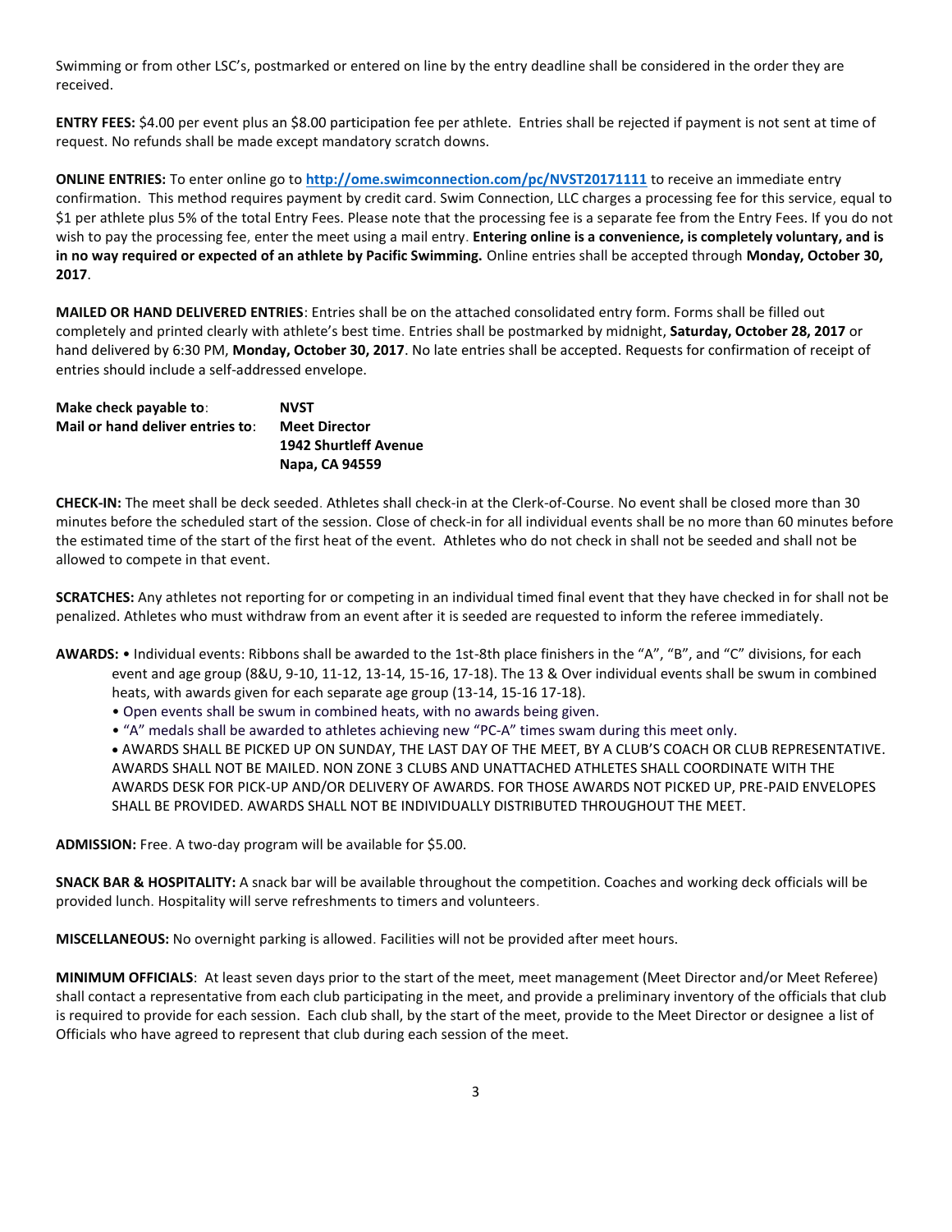Swimming or from other LSC's, postmarked or entered on line by the entry deadline shall be considered in the order they are received.

**ENTRY FEES:** $4.00 per event plus an $8.00 participation fee per athlete. Entries shall be rejected if payment is not sent at time of request. No refunds shall be made except mandatory scratch downs.

**ONLINE ENTRIES:** To enter online go to **http://ome.swimconnection.com/pc/NVST20171111** to receive an immediate entry confirmation. This method requires payment by credit card. Swim Connection, LLC charges a processing fee for this service, equal to $1 per athlete plus 5% of the total Entry Fees. Please note that the processing fee is a separate fee from the Entry Fees. If you do not wish to pay the processing fee, enter the meet using a mail entry. **Entering online is a convenience, is completely voluntary, and is in no way required or expected of an athlete by Pacific Swimming.** Online entries shall be accepted through **Monday, October 30, 2017**.

**MAILED OR HAND DELIVERED ENTRIES**: Entries shall be on the attached consolidated entry form. Forms shall be filled out completely and printed clearly with athlete's best time. Entries shall be postmarked by midnight, **Saturday, October 28, 2017** or hand delivered by 6:30 PM, **Monday, October 30, 2017**. No late entries shall be accepted. Requests for confirmation of receipt of entries should include a self-addressed envelope.

| | |
|---|---|
| **Make check payable to**: | **NVST** |
| **Mail or hand deliver entries to**: | **Meet Director** |
| | **1942 Shurtleff Avenue** |
| | **Napa, CA 94559** |

**CHECK-IN:** The meet shall be deck seeded. Athletes shall check-in at the Clerk-of-Course. No event shall be closed more than 30 minutes before the scheduled start of the session. Close of check-in for all individual events shall be no more than 60 minutes before the estimated time of the start of the first heat of the event. Athletes who do not check in shall not be seeded and shall not be allowed to compete in that event.

**SCRATCHES:** Any athletes not reporting for or competing in an individual timed final event that they have checked in for shall not be penalized. Athletes who must withdraw from an event after it is seeded are requested to inform the referee immediately.

**AWARDS:**
- Individual events: Ribbons shall be awarded to the 1st-8th place finishers in the "A", "B", and "C" divisions, for each event and age group (8&U, 9-10, 11-12, 13-14, 15-16, 17-18). The 13 & Over individual events shall be swum in combined heats, with awards given for each separate age group (13-14, 15-16 17-18).
- Open events shall be swum in combined heats, with no awards being given.
- "A" medals shall be awarded to athletes achieving new "PC-A" times swam during this meet only.
- AWARDS SHALL BE PICKED UP ON SUNDAY, THE LAST DAY OF THE MEET, BY A CLUB'S COACH OR CLUB REPRESENTATIVE. AWARDS SHALL NOT BE MAILED. NON ZONE 3 CLUBS AND UNATTACHED ATHLETES SHALL COORDINATE WITH THE AWARDS DESK FOR PICK-UP AND/OR DELIVERY OF AWARDS. FOR THOSE AWARDS NOT PICKED UP, PRE-PAID ENVELOPES SHALL BE PROVIDED. AWARDS SHALL NOT BE INDIVIDUALLY DISTRIBUTED THROUGHOUT THE MEET.

**ADMISSION:** Free. A two-day program will be available for $5.00.

**SNACK BAR & HOSPITALITY:** A snack bar will be available throughout the competition. Coaches and working deck officials will be provided lunch. Hospitality will serve refreshments to timers and volunteers.

**MISCELLANEOUS:** No overnight parking is allowed. Facilities will not be provided after meet hours.

**MINIMUM OFFICIALS**: At least seven days prior to the start of the meet, meet management (Meet Director and/or Meet Referee) shall contact a representative from each club participating in the meet, and provide a preliminary inventory of the officials that club is required to provide for each session. Each club shall, by the start of the meet, provide to the Meet Director or designee a list of Officials who have agreed to represent that club during each session of the meet.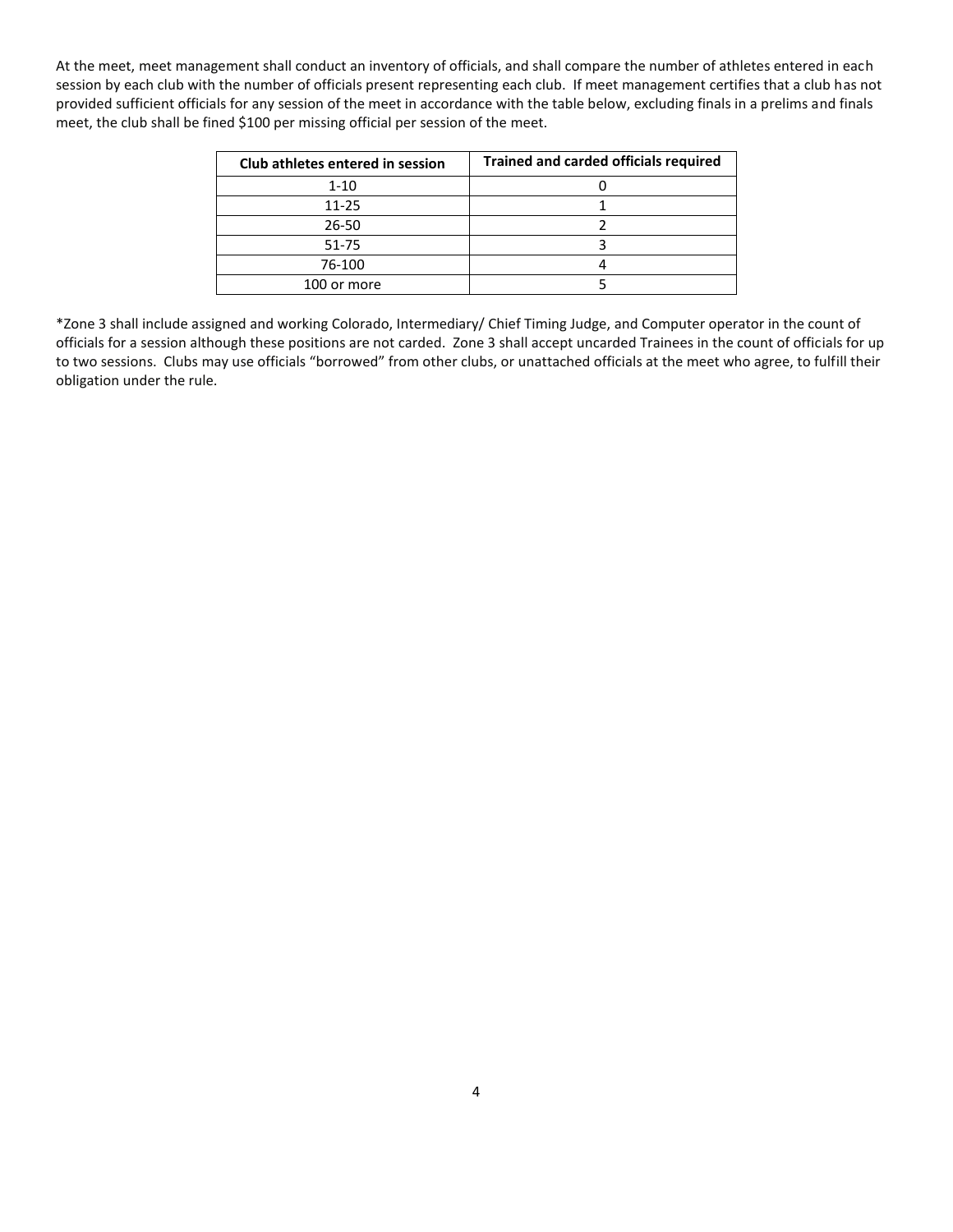At the meet, meet management shall conduct an inventory of officials, and shall compare the number of athletes entered in each session by each club with the number of officials present representing each club. If meet management certifies that a club has not provided sufficient officials for any session of the meet in accordance with the table below, excluding finals in a prelims and finals meet, the club shall be fined $100 per missing official per session of the meet.

| Club athletes entered in session | Trained and carded officials required |
| --- | --- |
| 1-10 | 0 |
| 11-25 | 1 |
| 26-50 | 2 |
| 51-75 | 3 |
| 76-100 | 4 |
| 100 or more | 5 |

*Zone 3 shall include assigned and working Colorado, Intermediary/ Chief Timing Judge, and Computer operator in the count of officials for a session although these positions are not carded. Zone 3 shall accept uncarded Trainees in the count of officials for up to two sessions. Clubs may use officials "borrowed" from other clubs, or unattached officials at the meet who agree, to fulfill their obligation under the rule.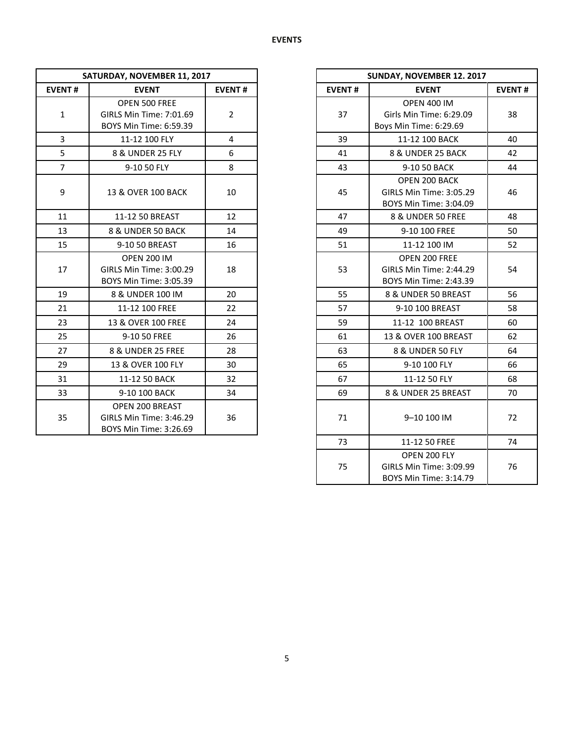**EVENTS**

| SATURDAY, NOVEMBER 11, 2017 | | |
|---|---|---|
| **EVENT #** | **EVENT** | **EVENT #** |
| 1 | OPEN 500 FREE<br>GIRLS Min Time: 7:01.69<br>BOYS Min Time: 6:59.39 | 2 |
| 3 | 11-12 100 FLY | 4 |
| 5 | 8 & UNDER 25 FLY | 6 |
| 7 | 9-10 50 FLY | 8 |
| 9 | 13 & OVER 100 BACK | 10 |
| 11 | 11-12 50 BREAST | 12 |
| 13 | 8 & UNDER 50 BACK | 14 |
| 15 | 9-10 50 BREAST | 16 |
| 17 | OPEN 200 IM<br>GIRLS Min Time: 3:00.29<br>BOYS Min Time: 3:05.39 | 18 |
| 19 | 8 & UNDER 100 IM | 20 |
| 21 | 11-12 100 FREE | 22 |
| 23 | 13 & OVER 100 FREE | 24 |
| 25 | 9-10 50 FREE | 26 |
| 27 | 8 & UNDER 25 FREE | 28 |
| 29 | 13 & OVER 100 FLY | 30 |
| 31 | 11-12 50 BACK | 32 |
| 33 | 9-10 100 BACK | 34 |
| 35 | OPEN 200 BREAST<br>GIRLS Min Time: 3:46.29<br>BOYS Min Time: 3:26.69 | 36 |

| SUNDAY, NOVEMBER 12. 2017 | | |
|---|---|---|
| **EVENT #** | **EVENT** | **EVENT #** |
| 37 | OPEN 400 IM<br>Girls Min Time: 6:29.09<br>Boys Min Time: 6:29.69 | 38 |
| 39 | 11-12 100 BACK | 40 |
| 41 | 8 & UNDER 25 BACK | 42 |
| 43 | 9-10 50 BACK | 44 |
| 45 | OPEN 200 BACK<br>GIRLS Min Time: 3:05.29<br>BOYS Min Time: 3:04.09 | 46 |
| 47 | 8 & UNDER 50 FREE | 48 |
| 49 | 9-10 100 FREE | 50 |
| 51 | 11-12 100 IM | 52 |
| 53 | OPEN 200 FREE<br>GIRLS Min Time: 2:44.29<br>BOYS Min Time: 2:43.39 | 54 |
| 55 | 8 & UNDER 50 BREAST | 56 |
| 57 | 9-10 100 BREAST | 58 |
| 59 | 11-12 100 BREAST | 60 |
| 61 | 13 & OVER 100 BREAST | 62 |
| 63 | 8 & UNDER 50 FLY | 64 |
| 65 | 9-10 100 FLY | 66 |
| 67 | 11-12 50 FLY | 68 |
| 69 | 8 & UNDER 25 BREAST | 70 |
| 71 | 9–10 100 IM | 72 |
| 73 | 11-12 50 FREE | 74 |
| 75 | OPEN 200 FLY<br>GIRLS Min Time: 3:09.99<br>BOYS Min Time: 3:14.79 | 76 |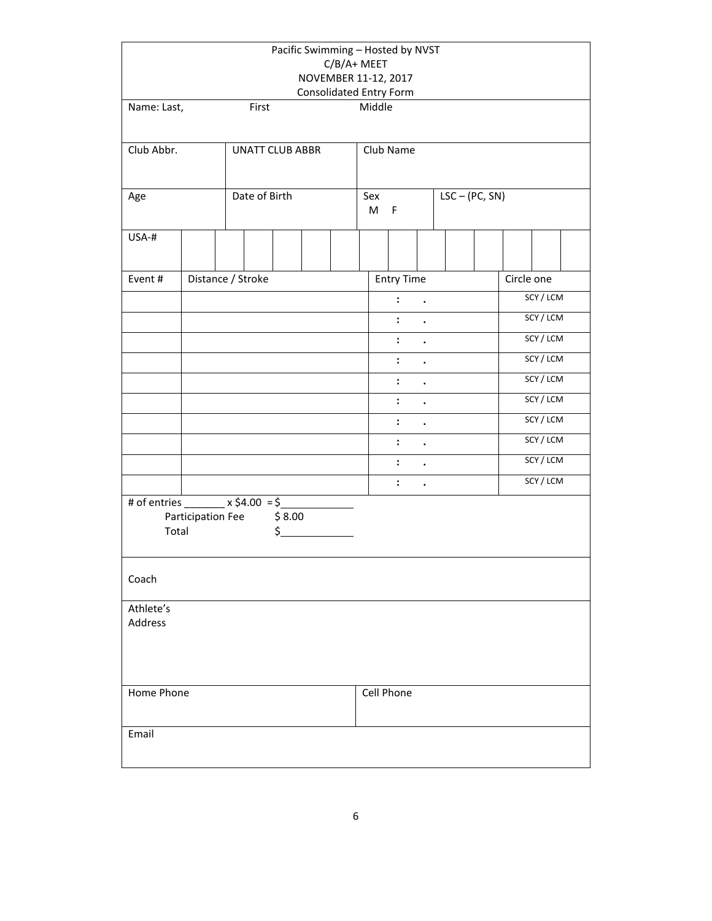Pacific Swimming – Hosted by NVST
C/B/A+ MEET
NOVEMBER 11-12, 2017
Consolidated Entry Form

| | | | | |
|---|---|---|---|---|
| Name: Last, | First | | Middle | |
| Club Abbr. | UNATT CLUB ABBR | | Club Name | |
| Age | Date of Birth | | Sex M F | LSC – (PC, SN) |

| | | | | | | | | | | | | | | |
|---|---|---|---|---|---|---|---|---|---|---|---|---|---|---|
| USA-# | | | | | | | | | | | | | | |

| Event # | Distance / Stroke | Entry Time | Circle one |
|---|---|---|---|
| | | : . | SCY / LCM |
| | | : . | SCY / LCM |
| | | : . | SCY / LCM |
| | | : . | SCY / LCM |
| | | : . | SCY / LCM |
| | | : . | SCY / LCM |
| | | : . | SCY / LCM |
| | | : . | SCY / LCM |
| | | : . | SCY / LCM |
| | | : . | SCY / LCM |

# of entries _______ x $4.00 = $____________

Participation Fee $ 8.00

Total $____________

| | |
|---|---|
| Coach | |
| Athlete's Address | |
| Home Phone | Cell Phone |
| Email | |